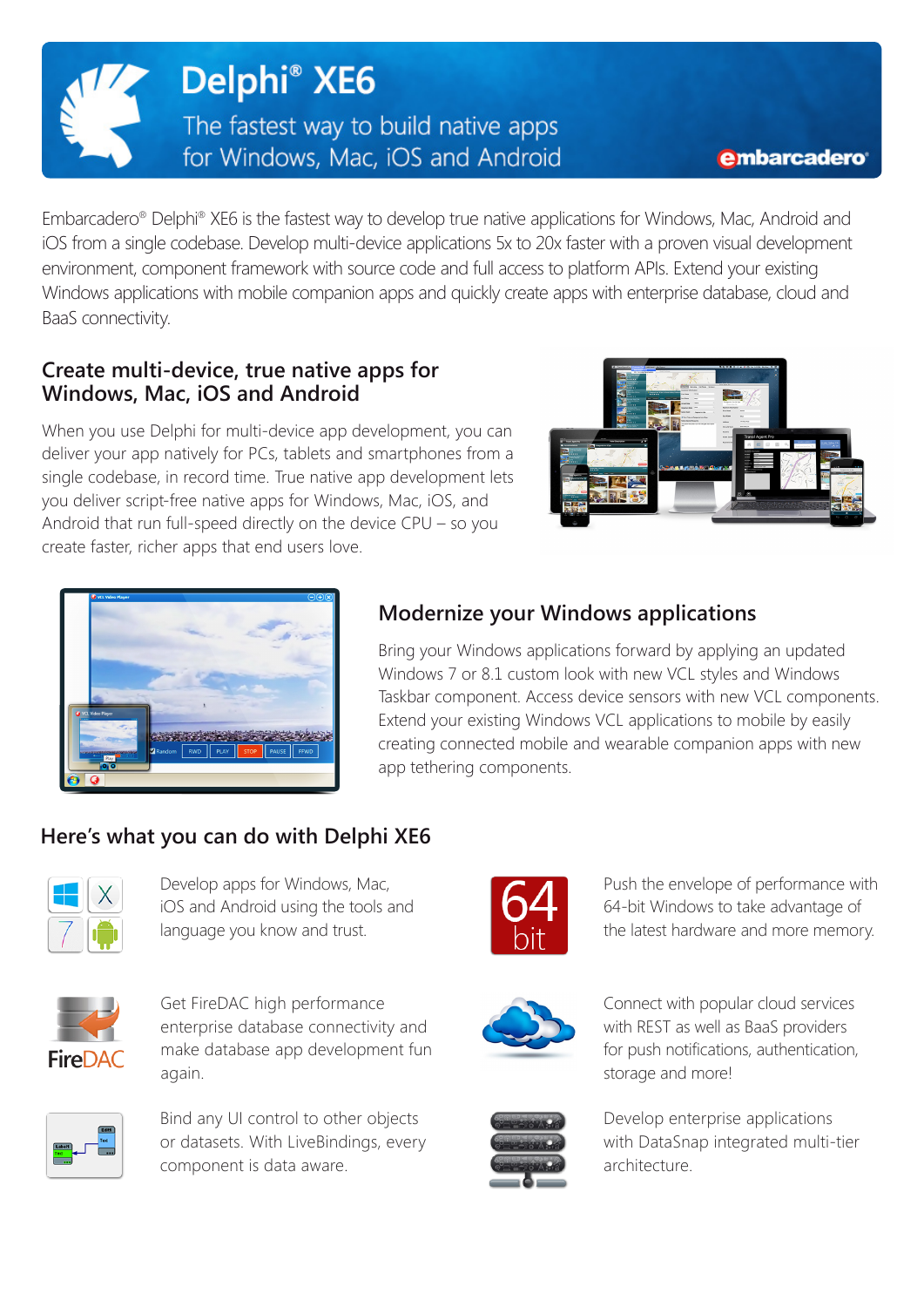# Delphi® XE6

The fastest way to build native apps for Windows, Mac, iOS and Android

embarcadero

Embarcadero® Delphi® XE6 is the fastest way to develop true native applications for Windows, Mac, Android and iOS from a single codebase. Develop multi-device applications 5x to 20x faster with a proven visual development environment, component framework with source code and full access to platform APIs. Extend your existing Windows applications with mobile companion apps and quickly create apps with enterprise database, cloud and BaaS connectivity.

## Create multi-device, true native apps for Windows, Mac, iOS and Android

When you use Delphi for multi-device app development, you can deliver your app natively for PCs, tablets and smartphones from a single codebase, in record time. True native app development lets you deliver script-free native apps for Windows, Mac, iOS, and Android that run full-speed directly on the device CPU – so you create faster, richer apps that end users love.

## Modernize your Windows applications

Bring your Windows applications forward by applying an updated Windows 7 or 8.1 custom look with new VCL styles and Windows Taskbar component. Access device sensors with new VCL components. Extend your existing Windows VCL applications to mobile by easily creating connected mobile and wearable companion apps with new app tethering components.

## Here's what you can do with Delphi XE6

Develop apps for Windows, Mac, iOS and Android using the tools and language you know and trust.

Push the envelope of performance with 64-bit Windows to take advantage of the latest hardware and more memory.

Get FireDAC high performance enterprise database connectivity and make database app development fun again.

Connect with popular cloud services with REST as well as BaaS providers for push notifications, authentication, storage and more!

Bind any UI control to other objects or datasets. With LiveBindings, every component is data aware.

Develop enterprise applications with DataSnap integrated multi-tier architecture.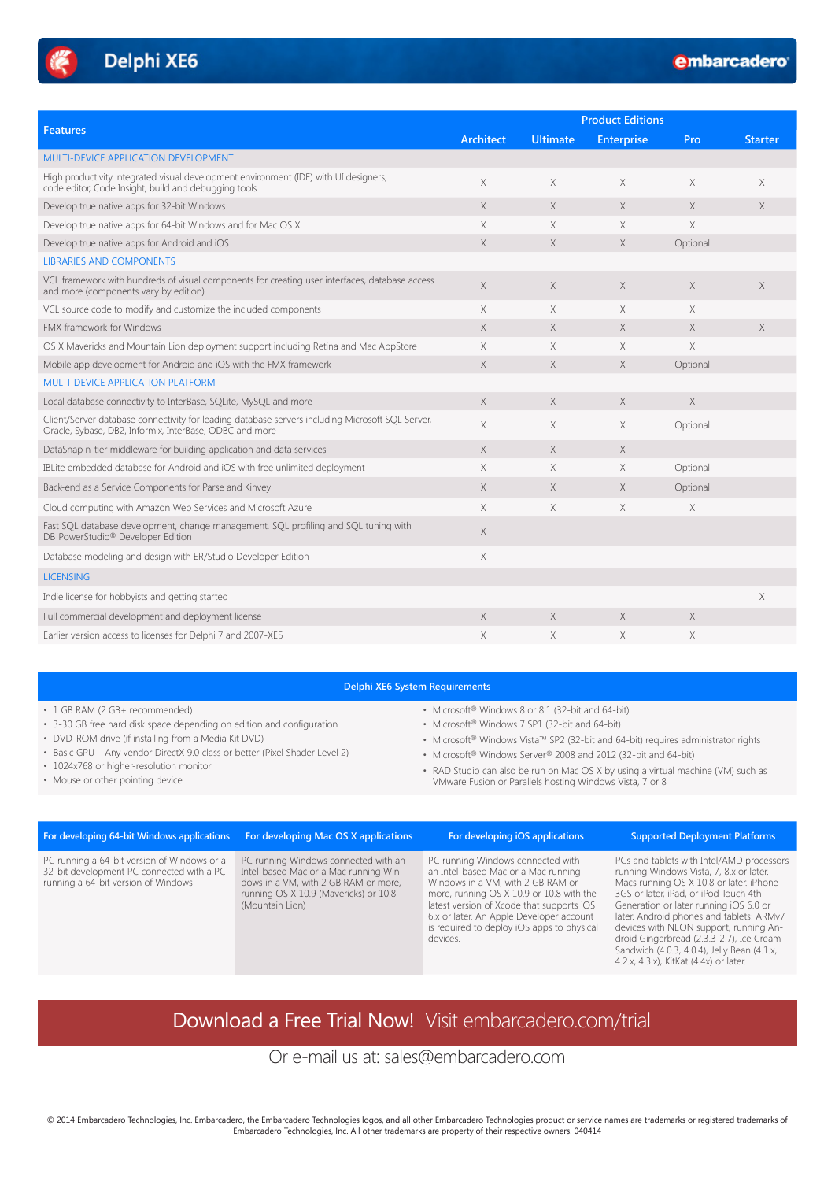# Delphi XE6

embarcadero

| Features | Product Editions | | | | |
|---|---|---|---|---|---|
| | Architect | Ultimate | Enterprise | Pro | Starter |
| MULTI-DEVICE APPLICATION DEVELOPMENT | | | | | |
| High productivity integrated visual development environment (IDE) with UI designers, code editor, Code Insight, build and debugging tools | X | X | X | X | X |
| Develop true native apps for 32-bit Windows | X | X | X | X | X |
| Develop true native apps for 64-bit Windows and for Mac OS X | X | X | X | X | |
| Develop true native apps for Android and iOS | X | X | X | Optional | |
| LIBRARIES AND COMPONENTS | | | | | |
| VCL framework with hundreds of visual components for creating user interfaces, database access and more (components vary by edition) | X | X | X | X | X |
| VCL source code to modify and customize the included components | X | X | X | X | |
| FMX framework for Windows | X | X | X | X | X |
| OS X Mavericks and Mountain Lion deployment support including Retina and Mac AppStore | X | X | X | X | |
| Mobile app development for Android and iOS with the FMX framework | X | X | X | Optional | |
| MULTI-DEVICE APPLICATION PLATFORM | | | | | |
| Local database connectivity to InterBase, SQLite, MySQL and more | X | X | X | X | |
| Client/Server database connectivity for leading database servers including Microsoft SQL Server, Oracle, Sybase, DB2, Informix, InterBase, ODBC and more | X | X | X | Optional | |
| DataSnap n-tier middleware for building application and data services | X | X | X | | |
| IBLite embedded database for Android and iOS with free unlimited deployment | X | X | X | Optional | |
| Back-end as a Service Components for Parse and Kinvey | X | X | X | Optional | |
| Cloud computing with Amazon Web Services and Microsoft Azure | X | X | X | X | |
| Fast SQL database development, change management, SQL profiling and SQL tuning with DB PowerStudio® Developer Edition | X | | | | |
| Database modeling and design with ER/Studio Developer Edition | X | | | | |
| LICENSING | | | | | |
| Indie license for hobbyists and getting started | | | | | X |
| Full commercial development and deployment license | X | X | X | X | |
| Earlier version access to licenses for Delphi 7 and 2007-XE5 | X | X | X | X | |

## Delphi XE6 System Requirements

- 1 GB RAM (2 GB+ recommended)
- 3-30 GB free hard disk space depending on edition and configuration
- DVD-ROM drive (if installing from a Media Kit DVD)
- Basic GPU – Any vendor DirectX 9.0 class or better (Pixel Shader Level 2)
- 1024x768 or higher-resolution monitor
- Mouse or other pointing device
- Microsoft® Windows 8 or 8.1 (32-bit and 64-bit)
- Microsoft® Windows 7 SP1 (32-bit and 64-bit)
- Microsoft® Windows Vista™ SP2 (32-bit and 64-bit) requires administrator rights
- Microsoft® Windows Server® 2008 and 2012 (32-bit and 64-bit)
- RAD Studio can also be run on Mac OS X by using a virtual machine (VM) such as VMware Fusion or Parallels hosting Windows Vista, 7 or 8

| For developing 64-bit Windows applications | For developing Mac OS X applications | For developing iOS applications | Supported Deployment Platforms |
|---|---|---|---|
| PC running a 64-bit version of Windows or a 32-bit development PC connected with a PC running a 64-bit version of Windows | PC running Windows connected with an Intel-based Mac or a Mac running Windows in a VM, with 2 GB RAM or more, running OS X 10.9 (Mavericks) or 10.8 (Mountain Lion) | PC running Windows connected with an Intel-based Mac or a Mac running Windows in a VM, with 2 GB RAM or more, running OS X 10.9 or 10.8 with the latest version of Xcode that supports iOS 6.x or later. An Apple Developer account is required to deploy iOS apps to physical devices. | PCs and tablets with Intel/AMD processors running Windows Vista, 7, 8.x or later. Macs running OS X 10.8 or later. iPhone 3GS or later, iPad, or iPod Touch 4th Generation or later running iOS 6.0 or later. Android phones and tablets: ARMv7 devices with NEON support, running Android Gingerbread (2.3.3-2.7), Ice Cream Sandwich (4.0.3, 4.0.4), Jelly Bean (4.1.x, 4.2.x, 4.3.x), KitKat (4.4x) or later. |

## Download a Free Trial Now! Visit embarcadero.com/trial

Or e-mail us at: sales@embarcadero.com

© 2014 Embarcadero Technologies, Inc. Embarcadero, the Embarcadero Technologies logos, and all other Embarcadero Technologies product or service names are trademarks or registered trademarks of Embarcadero Technologies, Inc. All other trademarks are property of their respective owners. 040414